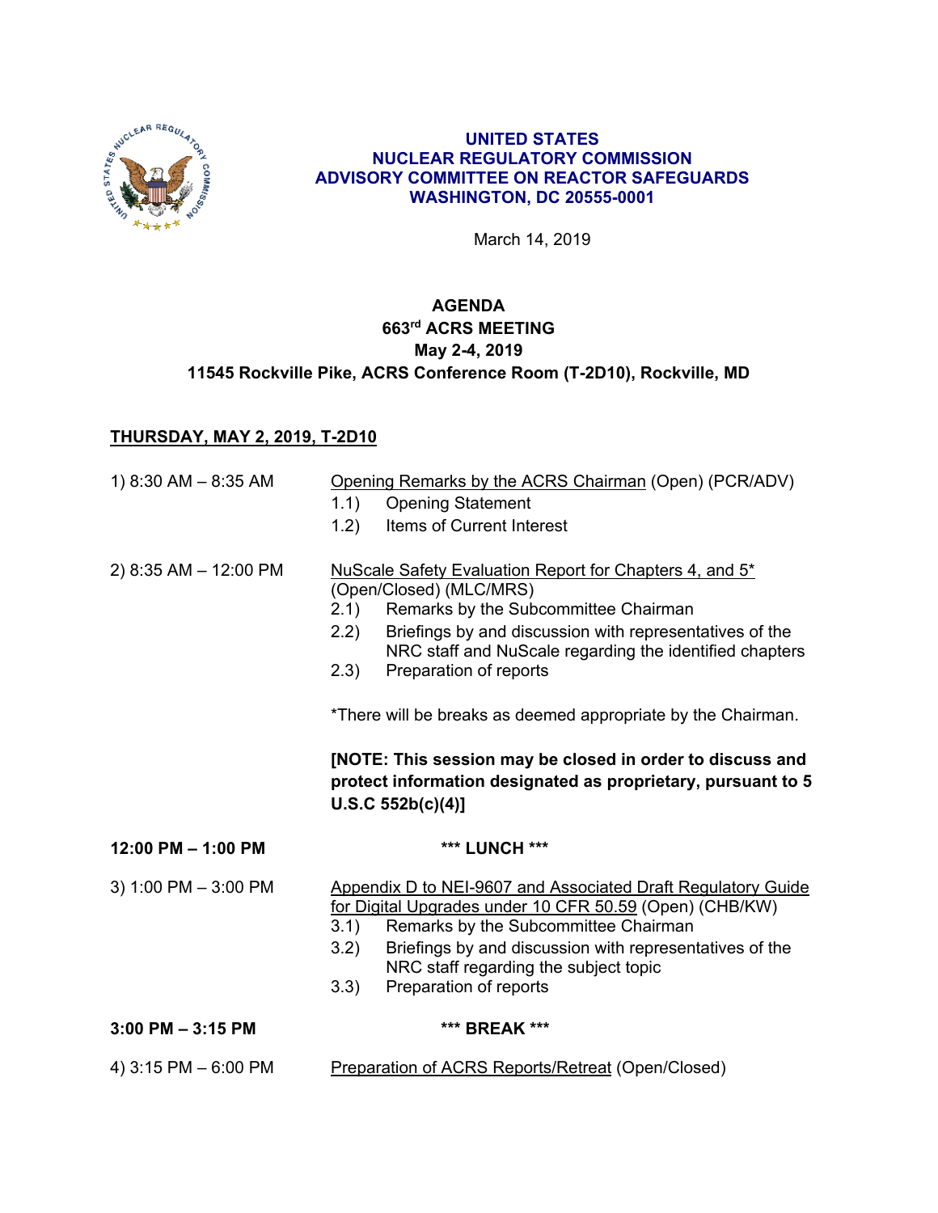**UNITED STATES**
**NUCLEAR REGULATORY COMMISSION**
**ADVISORY COMMITTEE ON REACTOR SAFEGUARDS**
**WASHINGTON, DC 20555-0001**

March 14, 2019

# AGENDA
## 663rd ACRS MEETING
## May 2-4, 2019
## 11545 Rockville Pike, ACRS Conference Room (T-2D10), Rockville, MD

**THURSDAY, MAY 2, 2019, T-2D10**

1) 8:30 AM – 8:35 AM — Opening Remarks by the ACRS Chairman (Open) (PCR/ADV)
- 1.1) Opening Statement
- 1.2) Items of Current Interest

2) 8:35 AM – 12:00 PM — NuScale Safety Evaluation Report for Chapters 4, and 5* (Open/Closed) (MLC/MRS)
- 2.1) Remarks by the Subcommittee Chairman
- 2.2) Briefings by and discussion with representatives of the NRC staff and NuScale regarding the identified chapters
- 2.3) Preparation of reports

*There will be breaks as deemed appropriate by the Chairman.

**[NOTE: This session may be closed in order to discuss and protect information designated as proprietary, pursuant to 5 U.S.C 552b(c)(4)]**

**12:00 PM – 1:00 PM** — **\*\*\* LUNCH \*\*\***

3) 1:00 PM – 3:00 PM — Appendix D to NEI-9607 and Associated Draft Regulatory Guide for Digital Upgrades under 10 CFR 50.59 (Open) (CHB/KW)
- 3.1) Remarks by the Subcommittee Chairman
- 3.2) Briefings by and discussion with representatives of the NRC staff regarding the subject topic
- 3.3) Preparation of reports

**3:00 PM – 3:15 PM** — **\*\*\* BREAK \*\*\***

4) 3:15 PM – 6:00 PM — Preparation of ACRS Reports/Retreat (Open/Closed)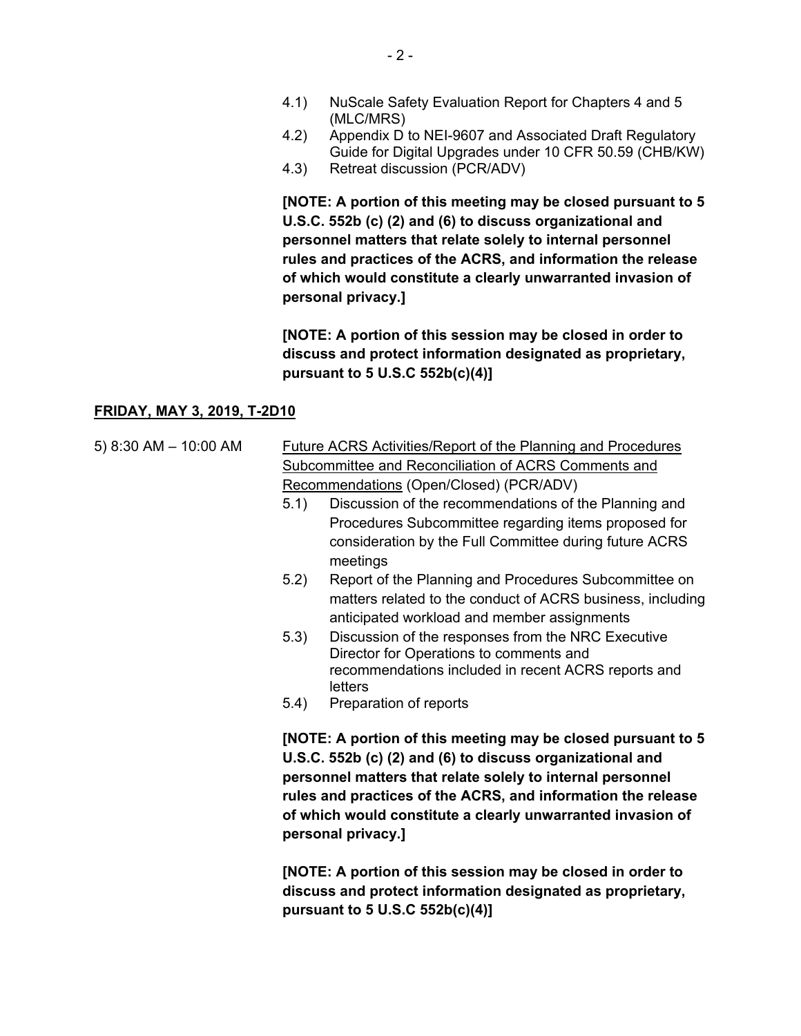4.1) NuScale Safety Evaluation Report for Chapters 4 and 5 (MLC/MRS)

4.2) Appendix D to NEI-9607 and Associated Draft Regulatory Guide for Digital Upgrades under 10 CFR 50.59 (CHB/KW)

4.3) Retreat discussion (PCR/ADV)

**[NOTE: A portion of this meeting may be closed pursuant to 5 U.S.C. 552b (c) (2) and (6) to discuss organizational and personnel matters that relate solely to internal personnel rules and practices of the ACRS, and information the release of which would constitute a clearly unwarranted invasion of personal privacy.]**

**[NOTE: A portion of this session may be closed in order to discuss and protect information designated as proprietary, pursuant to 5 U.S.C 552b(c)(4)]**

**FRIDAY, MAY 3, 2019, T-2D10**

5) 8:30 AM – 10:00 AM Future ACRS Activities/Report of the Planning and Procedures Subcommittee and Reconciliation of ACRS Comments and Recommendations (Open/Closed) (PCR/ADV)

5.1) Discussion of the recommendations of the Planning and Procedures Subcommittee regarding items proposed for consideration by the Full Committee during future ACRS meetings

5.2) Report of the Planning and Procedures Subcommittee on matters related to the conduct of ACRS business, including anticipated workload and member assignments

5.3) Discussion of the responses from the NRC Executive Director for Operations to comments and recommendations included in recent ACRS reports and letters

5.4) Preparation of reports

**[NOTE: A portion of this meeting may be closed pursuant to 5 U.S.C. 552b (c) (2) and (6) to discuss organizational and personnel matters that relate solely to internal personnel rules and practices of the ACRS, and information the release of which would constitute a clearly unwarranted invasion of personal privacy.]**

**[NOTE: A portion of this session may be closed in order to discuss and protect information designated as proprietary, pursuant to 5 U.S.C 552b(c)(4)]**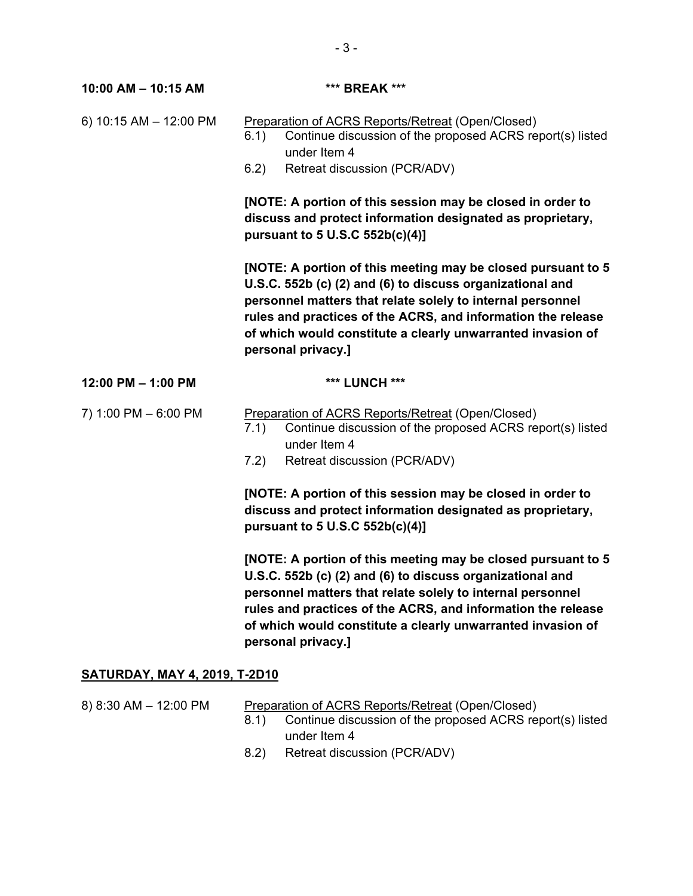**10:00 AM – 10:15 AM** **\*\*\* BREAK \*\*\***

6) 10:15 AM – 12:00 PM Preparation of ACRS Reports/Retreat (Open/Closed)

- 6.1) Continue discussion of the proposed ACRS report(s) listed under Item 4
- 6.2) Retreat discussion (PCR/ADV)

**[NOTE: A portion of this session may be closed in order to discuss and protect information designated as proprietary, pursuant to 5 U.S.C 552b(c)(4)]**

**[NOTE: A portion of this meeting may be closed pursuant to 5 U.S.C. 552b (c) (2) and (6) to discuss organizational and personnel matters that relate solely to internal personnel rules and practices of the ACRS, and information the release of which would constitute a clearly unwarranted invasion of personal privacy.]**

**12:00 PM – 1:00 PM** **\*\*\* LUNCH \*\*\***

7) 1:00 PM – 6:00 PM Preparation of ACRS Reports/Retreat (Open/Closed)

- 7.1) Continue discussion of the proposed ACRS report(s) listed under Item 4
- 7.2) Retreat discussion (PCR/ADV)

**[NOTE: A portion of this session may be closed in order to discuss and protect information designated as proprietary, pursuant to 5 U.S.C 552b(c)(4)]**

**[NOTE: A portion of this meeting may be closed pursuant to 5 U.S.C. 552b (c) (2) and (6) to discuss organizational and personnel matters that relate solely to internal personnel rules and practices of the ACRS, and information the release of which would constitute a clearly unwarranted invasion of personal privacy.]**

**SATURDAY, MAY 4, 2019, T-2D10**

8) 8:30 AM – 12:00 PM Preparation of ACRS Reports/Retreat (Open/Closed)

- 8.1) Continue discussion of the proposed ACRS report(s) listed under Item 4
- 8.2) Retreat discussion (PCR/ADV)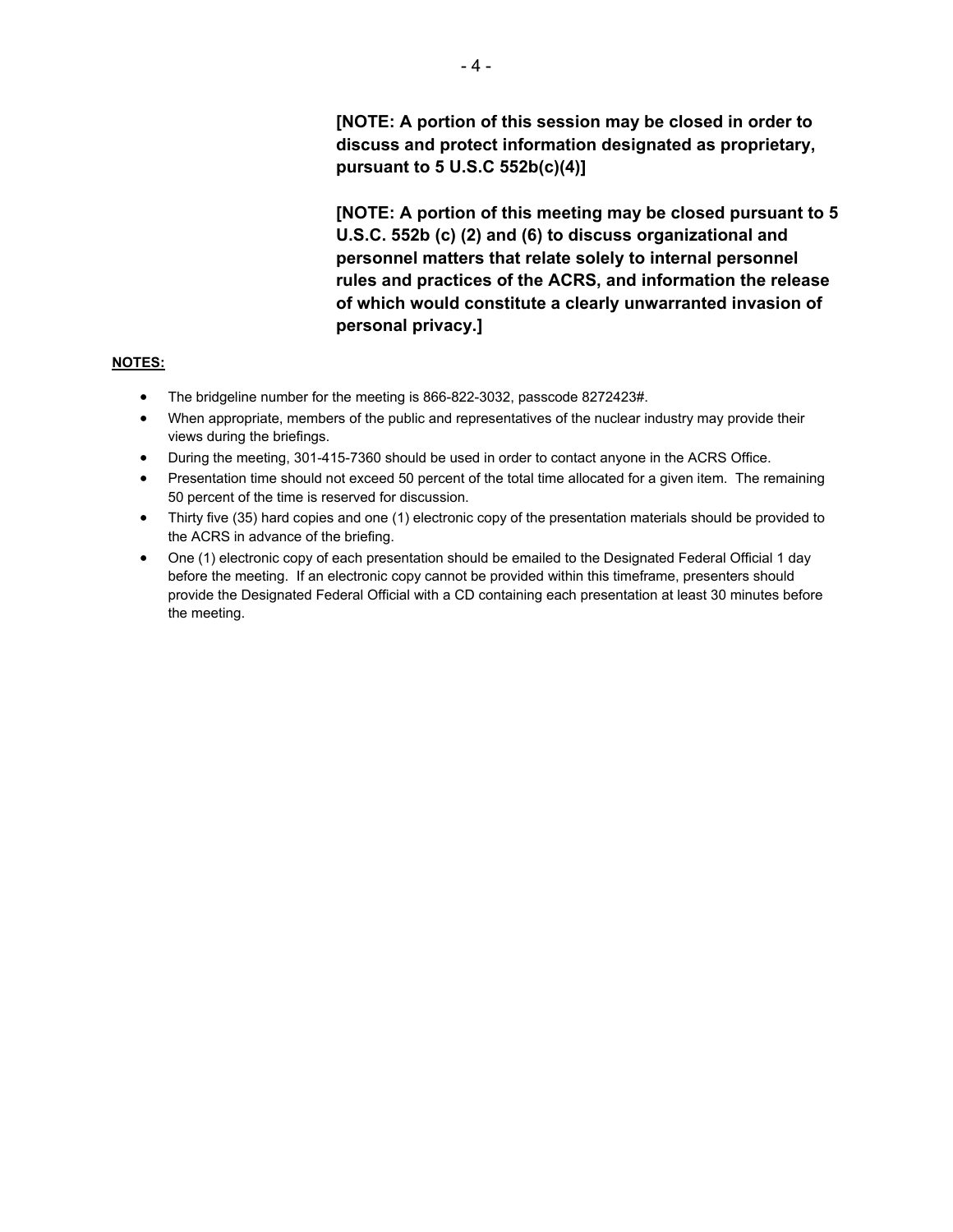**[NOTE: A portion of this session may be closed in order to discuss and protect information designated as proprietary, pursuant to 5 U.S.C 552b(c)(4)]**

**[NOTE: A portion of this meeting may be closed pursuant to 5 U.S.C. 552b (c) (2) and (6) to discuss organizational and personnel matters that relate solely to internal personnel rules and practices of the ACRS, and information the release of which would constitute a clearly unwarranted invasion of personal privacy.]**

**NOTES:**

- The bridgeline number for the meeting is 866-822-3032, passcode 8272423#.
- When appropriate, members of the public and representatives of the nuclear industry may provide their views during the briefings.
- During the meeting, 301-415-7360 should be used in order to contact anyone in the ACRS Office.
- Presentation time should not exceed 50 percent of the total time allocated for a given item. The remaining 50 percent of the time is reserved for discussion.
- Thirty five (35) hard copies and one (1) electronic copy of the presentation materials should be provided to the ACRS in advance of the briefing.
- One (1) electronic copy of each presentation should be emailed to the Designated Federal Official 1 day before the meeting. If an electronic copy cannot be provided within this timeframe, presenters should provide the Designated Federal Official with a CD containing each presentation at least 30 minutes before the meeting.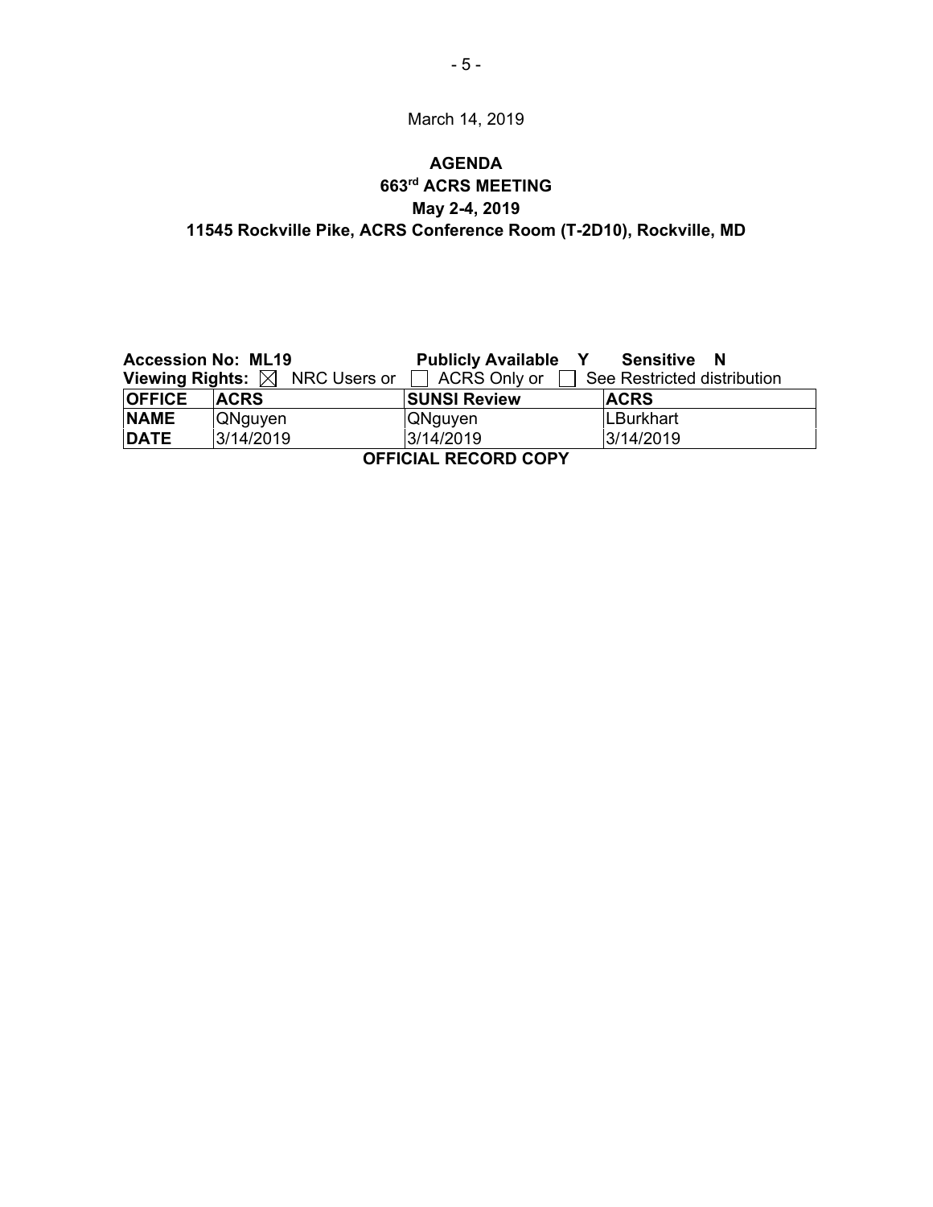March 14, 2019

**AGENDA**
**663rd ACRS MEETING**
**May 2-4, 2019**
**11545 Rockville Pike, ACRS Conference Room (T-2D10), Rockville, MD**

**Accession No: ML19** **Publicly Available Y** **Sensitive N**
**Viewing Rights:** ☒ NRC Users or ☐ ACRS Only or ☐ See Restricted distribution

| **OFFICE** | **ACRS** | **SUNSI Review** | **ACRS** |
|---|---|---|---|
| **NAME** | QNguyen | QNguyen | LBurkhart |
| **DATE** | 3/14/2019 | 3/14/2019 | 3/14/2019 |

**OFFICIAL RECORD COPY**